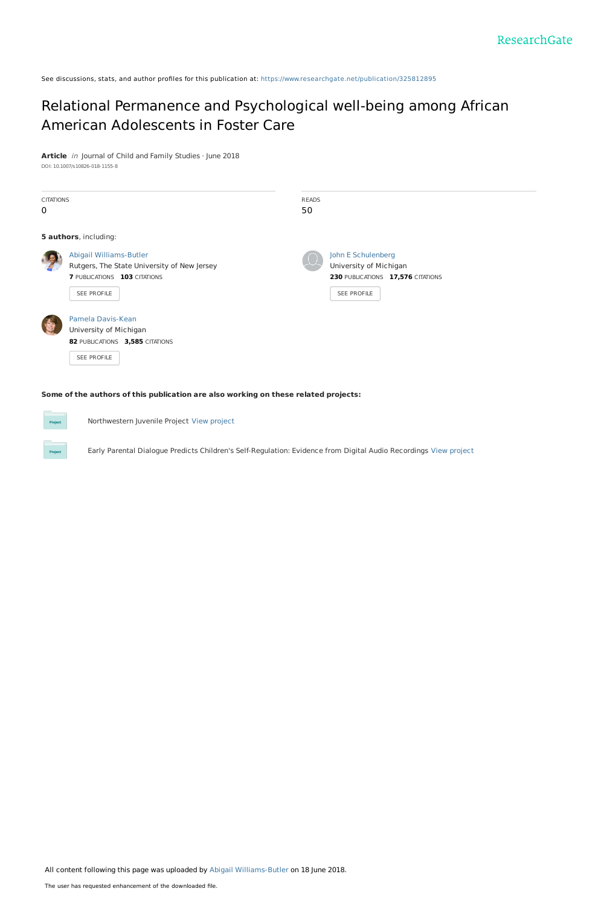ResearchGate

See discussions, stats, and author profiles for this publication at: https://www.researchgate.net/publication/325812895

# Relational Permanence and Psychological well-being among African American Adolescents in Foster Care

**Article** *in* Journal of Child and Family Studies · June 2018

DOI: 10.1007/s10826-018-1155-8

| CITATIONS | READS |
|---|---|
| 0 | 50 |

**5 authors**, including:

Abigail Williams-Butler
Rutgers, The State University of New Jersey
**7** PUBLICATIONS **103** CITATIONS
SEE PROFILE

John E Schulenberg
University of Michigan
**230** PUBLICATIONS **17,576** CITATIONS
SEE PROFILE

Pamela Davis-Kean
University of Michigan
**82** PUBLICATIONS **3,585** CITATIONS
SEE PROFILE

**Some of the authors of this publication are also working on these related projects:**

Northwestern Juvenile Project View project

Early Parental Dialogue Predicts Children's Self-Regulation: Evidence from Digital Audio Recordings View project

All content following this page was uploaded by Abigail Williams-Butler on 18 June 2018.

The user has requested enhancement of the downloaded file.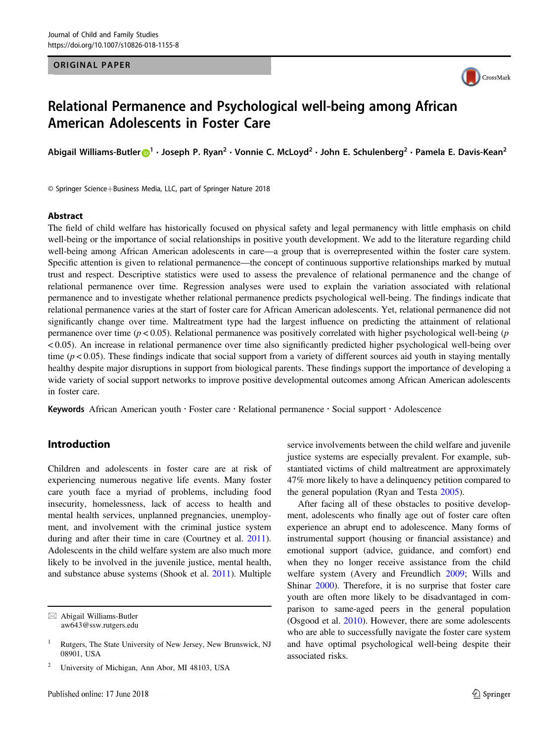ORIGINAL PAPER

# Relational Permanence and Psychological well-being among African American Adolescents in Foster Care

**Abigail Williams-Butler**[1] · **Joseph P. Ryan**[2] · **Vonnie C. McLoyd**[2] · **John E. Schulenberg**[2] · **Pamela E. Davis-Kean**[2]

© Springer Science+Business Media, LLC, part of Springer Nature 2018

## Abstract

The field of child welfare has historically focused on physical safety and legal permanency with little emphasis on child well-being or the importance of social relationships in positive youth development. We add to the literature regarding child well-being among African American adolescents in care—a group that is overrepresented within the foster care system. Specific attention is given to relational permanence—the concept of continuous supportive relationships marked by mutual trust and respect. Descriptive statistics were used to assess the prevalence of relational permanence and the change of relational permanence over time. Regression analyses were used to explain the variation associated with relational permanence and to investigate whether relational permanence predicts psychological well-being. The findings indicate that relational permanence varies at the start of foster care for African American adolescents. Yet, relational permanence did not significantly change over time. Maltreatment type had the largest influence on predicting the attainment of relational permanence over time ($p < 0.05$). Relational permanence was positively correlated with higher psychological well-being ($p < 0.05$). An increase in relational permanence over time also significantly predicted higher psychological well-being over time ($p < 0.05$). These findings indicate that social support from a variety of different sources aid youth in staying mentally healthy despite major disruptions in support from biological parents. These findings support the importance of developing a wide variety of social support networks to improve positive developmental outcomes among African American adolescents in foster care.

**Keywords** African American youth · Foster care · Relational permanence · Social support · Adolescence

## Introduction

Children and adolescents in foster care are at risk of experiencing numerous negative life events. Many foster care youth face a myriad of problems, including food insecurity, homelessness, lack of access to health and mental health services, unplanned pregnancies, unemployment, and involvement with the criminal justice system during and after their time in care (Courtney et al. 2011). Adolescents in the child welfare system are also much more likely to be involved in the juvenile justice, mental health, and substance abuse systems (Shook et al. 2011). Multiple service involvements between the child welfare and juvenile justice systems are especially prevalent. For example, substantiated victims of child maltreatment are approximately 47% more likely to have a delinquency petition compared to the general population (Ryan and Testa 2005).

After facing all of these obstacles to positive development, adolescents who finally age out of foster care often experience an abrupt end to adolescence. Many forms of instrumental support (housing or financial assistance) and emotional support (advice, guidance, and comfort) end when they no longer receive assistance from the child welfare system (Avery and Freundlich 2009; Wills and Shinar 2000). Therefore, it is no surprise that foster care youth are often more likely to be disadvantaged in comparison to same-aged peers in the general population (Osgood et al. 2010). However, there are some adolescents who are able to successfully navigate the foster care system and have optimal psychological well-being despite their associated risks.

---

✉ Abigail Williams-Butler
aw643@ssw.rutgers.edu

[1] Rutgers, The State University of New Jersey, New Brunswick, NJ 08901, USA

[2] University of Michigan, Ann Abor, MI 48103, USA

Published online: 17 June 2018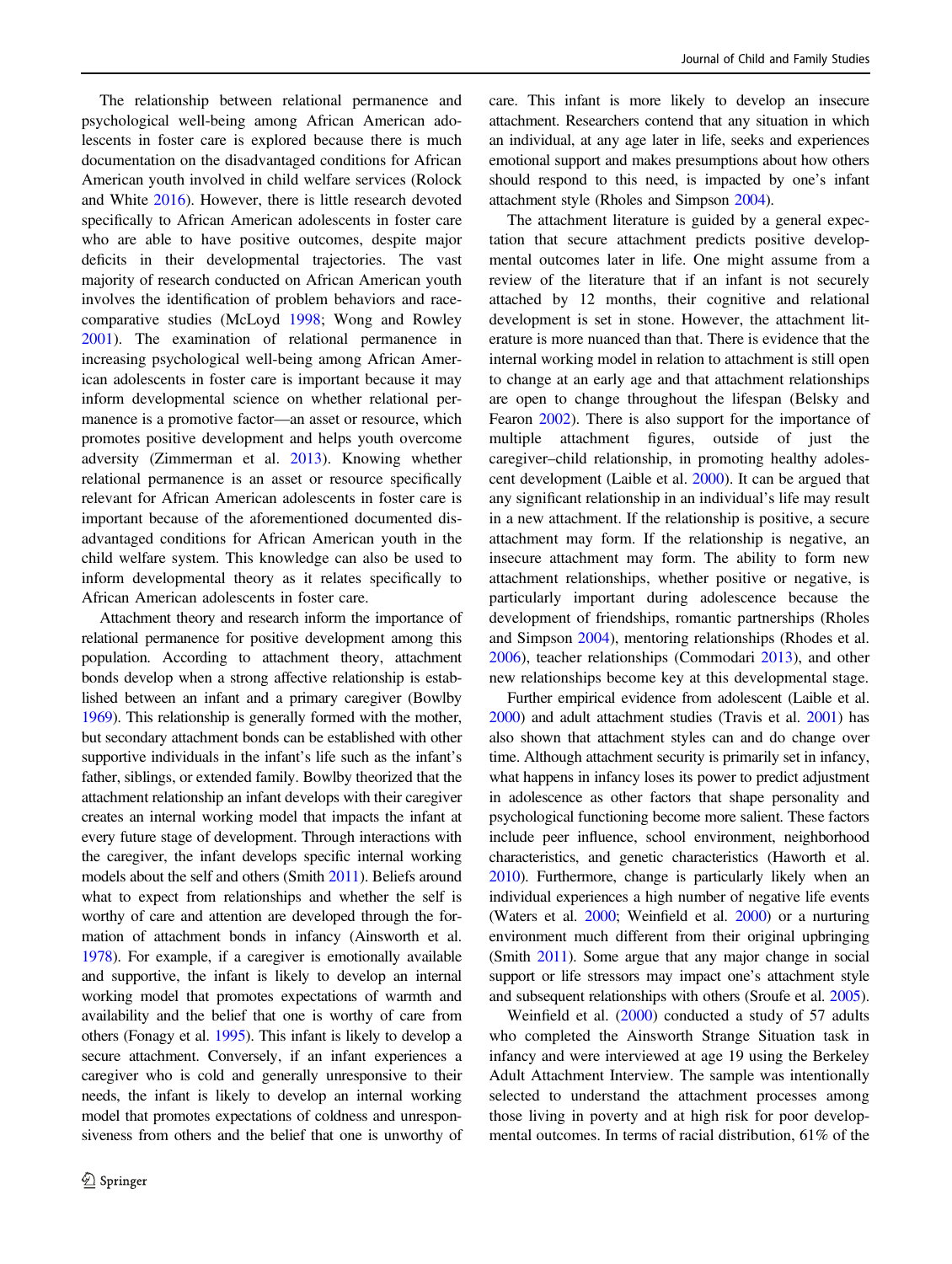The relationship between relational permanence and psychological well-being among African American adolescents in foster care is explored because there is much documentation on the disadvantaged conditions for African American youth involved in child welfare services (Rolock and White 2016). However, there is little research devoted specifically to African American adolescents in foster care who are able to have positive outcomes, despite major deficits in their developmental trajectories. The vast majority of research conducted on African American youth involves the identification of problem behaviors and race-comparative studies (McLoyd 1998; Wong and Rowley 2001). The examination of relational permanence in increasing psychological well-being among African American adolescents in foster care is important because it may inform developmental science on whether relational permanence is a promotive factor—an asset or resource, which promotes positive development and helps youth overcome adversity (Zimmerman et al. 2013). Knowing whether relational permanence is an asset or resource specifically relevant for African American adolescents in foster care is important because of the aforementioned documented disadvantaged conditions for African American youth in the child welfare system. This knowledge can also be used to inform developmental theory as it relates specifically to African American adolescents in foster care.

Attachment theory and research inform the importance of relational permanence for positive development among this population. According to attachment theory, attachment bonds develop when a strong affective relationship is established between an infant and a primary caregiver (Bowlby 1969). This relationship is generally formed with the mother, but secondary attachment bonds can be established with other supportive individuals in the infant's life such as the infant's father, siblings, or extended family. Bowlby theorized that the attachment relationship an infant develops with their caregiver creates an internal working model that impacts the infant at every future stage of development. Through interactions with the caregiver, the infant develops specific internal working models about the self and others (Smith 2011). Beliefs around what to expect from relationships and whether the self is worthy of care and attention are developed through the formation of attachment bonds in infancy (Ainsworth et al. 1978). For example, if a caregiver is emotionally available and supportive, the infant is likely to develop an internal working model that promotes expectations of warmth and availability and the belief that one is worthy of care from others (Fonagy et al. 1995). This infant is likely to develop a secure attachment. Conversely, if an infant experiences a caregiver who is cold and generally unresponsive to their needs, the infant is likely to develop an internal working model that promotes expectations of coldness and unresponsiveness from others and the belief that one is unworthy of care. This infant is more likely to develop an insecure attachment. Researchers contend that any situation in which an individual, at any age later in life, seeks and experiences emotional support and makes presumptions about how others should respond to this need, is impacted by one's infant attachment style (Rholes and Simpson 2004).

The attachment literature is guided by a general expectation that secure attachment predicts positive developmental outcomes later in life. One might assume from a review of the literature that if an infant is not securely attached by 12 months, their cognitive and relational development is set in stone. However, the attachment literature is more nuanced than that. There is evidence that the internal working model in relation to attachment is still open to change at an early age and that attachment relationships are open to change throughout the lifespan (Belsky and Fearon 2002). There is also support for the importance of multiple attachment figures, outside of just the caregiver–child relationship, in promoting healthy adolescent development (Laible et al. 2000). It can be argued that any significant relationship in an individual's life may result in a new attachment. If the relationship is positive, a secure attachment may form. If the relationship is negative, an insecure attachment may form. The ability to form new attachment relationships, whether positive or negative, is particularly important during adolescence because the development of friendships, romantic partnerships (Rholes and Simpson 2004), mentoring relationships (Rhodes et al. 2006), teacher relationships (Commodari 2013), and other new relationships become key at this developmental stage.

Further empirical evidence from adolescent (Laible et al. 2000) and adult attachment studies (Travis et al. 2001) has also shown that attachment styles can and do change over time. Although attachment security is primarily set in infancy, what happens in infancy loses its power to predict adjustment in adolescence as other factors that shape personality and psychological functioning become more salient. These factors include peer influence, school environment, neighborhood characteristics, and genetic characteristics (Haworth et al. 2010). Furthermore, change is particularly likely when an individual experiences a high number of negative life events (Waters et al. 2000; Weinfield et al. 2000) or a nurturing environment much different from their original upbringing (Smith 2011). Some argue that any major change in social support or life stressors may impact one's attachment style and subsequent relationships with others (Sroufe et al. 2005).

Weinfield et al. (2000) conducted a study of 57 adults who completed the Ainsworth Strange Situation task in infancy and were interviewed at age 19 using the Berkeley Adult Attachment Interview. The sample was intentionally selected to understand the attachment processes among those living in poverty and at high risk for poor developmental outcomes. In terms of racial distribution, 61% of the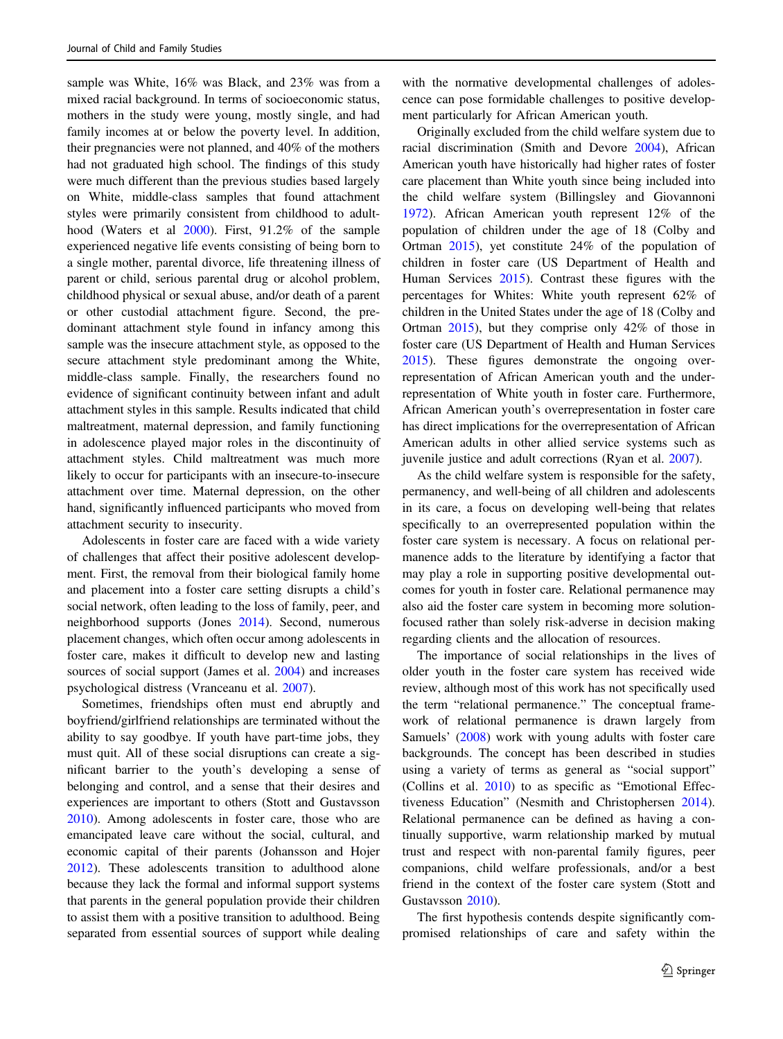sample was White, 16% was Black, and 23% was from a mixed racial background. In terms of socioeconomic status, mothers in the study were young, mostly single, and had family incomes at or below the poverty level. In addition, their pregnancies were not planned, and 40% of the mothers had not graduated high school. The findings of this study were much different than the previous studies based largely on White, middle-class samples that found attachment styles were primarily consistent from childhood to adulthood (Waters et al 2000). First, 91.2% of the sample experienced negative life events consisting of being born to a single mother, parental divorce, life threatening illness of parent or child, serious parental drug or alcohol problem, childhood physical or sexual abuse, and/or death of a parent or other custodial attachment figure. Second, the predominant attachment style found in infancy among this sample was the insecure attachment style, as opposed to the secure attachment style predominant among the White, middle-class sample. Finally, the researchers found no evidence of significant continuity between infant and adult attachment styles in this sample. Results indicated that child maltreatment, maternal depression, and family functioning in adolescence played major roles in the discontinuity of attachment styles. Child maltreatment was much more likely to occur for participants with an insecure-to-insecure attachment over time. Maternal depression, on the other hand, significantly influenced participants who moved from attachment security to insecurity.

Adolescents in foster care are faced with a wide variety of challenges that affect their positive adolescent development. First, the removal from their biological family home and placement into a foster care setting disrupts a child's social network, often leading to the loss of family, peer, and neighborhood supports (Jones 2014). Second, numerous placement changes, which often occur among adolescents in foster care, makes it difficult to develop new and lasting sources of social support (James et al. 2004) and increases psychological distress (Vranceanu et al. 2007).

Sometimes, friendships often must end abruptly and boyfriend/girlfriend relationships are terminated without the ability to say goodbye. If youth have part-time jobs, they must quit. All of these social disruptions can create a significant barrier to the youth's developing a sense of belonging and control, and a sense that their desires and experiences are important to others (Stott and Gustavsson 2010). Among adolescents in foster care, those who are emancipated leave care without the social, cultural, and economic capital of their parents (Johansson and Hojer 2012). These adolescents transition to adulthood alone because they lack the formal and informal support systems that parents in the general population provide their children to assist them with a positive transition to adulthood. Being separated from essential sources of support while dealing with the normative developmental challenges of adolescence can pose formidable challenges to positive development particularly for African American youth.

Originally excluded from the child welfare system due to racial discrimination (Smith and Devore 2004), African American youth have historically had higher rates of foster care placement than White youth since being included into the child welfare system (Billingsley and Giovannoni 1972). African American youth represent 12% of the population of children under the age of 18 (Colby and Ortman 2015), yet constitute 24% of the population of children in foster care (US Department of Health and Human Services 2015). Contrast these figures with the percentages for Whites: White youth represent 62% of children in the United States under the age of 18 (Colby and Ortman 2015), but they comprise only 42% of those in foster care (US Department of Health and Human Services 2015). These figures demonstrate the ongoing overrepresentation of African American youth and the underrepresentation of White youth in foster care. Furthermore, African American youth's overrepresentation in foster care has direct implications for the overrepresentation of African American adults in other allied service systems such as juvenile justice and adult corrections (Ryan et al. 2007).

As the child welfare system is responsible for the safety, permanency, and well-being of all children and adolescents in its care, a focus on developing well-being that relates specifically to an overrepresented population within the foster care system is necessary. A focus on relational permanence adds to the literature by identifying a factor that may play a role in supporting positive developmental outcomes for youth in foster care. Relational permanence may also aid the foster care system in becoming more solution-focused rather than solely risk-adverse in decision making regarding clients and the allocation of resources.

The importance of social relationships in the lives of older youth in the foster care system has received wide review, although most of this work has not specifically used the term "relational permanence." The conceptual framework of relational permanence is drawn largely from Samuels' (2008) work with young adults with foster care backgrounds. The concept has been described in studies using a variety of terms as general as "social support" (Collins et al. 2010) to as specific as "Emotional Effectiveness Education" (Nesmith and Christophersen 2014). Relational permanence can be defined as having a continually supportive, warm relationship marked by mutual trust and respect with non-parental family figures, peer companions, child welfare professionals, and/or a best friend in the context of the foster care system (Stott and Gustavsson 2010).

The first hypothesis contends despite significantly compromised relationships of care and safety within the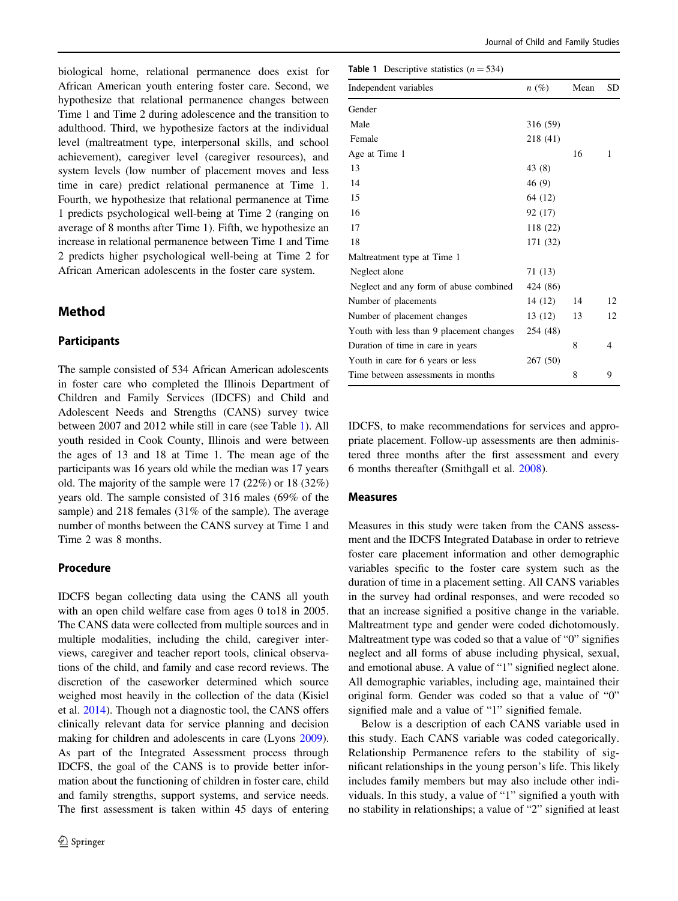biological home, relational permanence does exist for African American youth entering foster care. Second, we hypothesize that relational permanence changes between Time 1 and Time 2 during adolescence and the transition to adulthood. Third, we hypothesize factors at the individual level (maltreatment type, interpersonal skills, and school achievement), caregiver level (caregiver resources), and system levels (low number of placement moves and less time in care) predict relational permanence at Time 1. Fourth, we hypothesize that relational permanence at Time 1 predicts psychological well-being at Time 2 (ranging on average of 8 months after Time 1). Fifth, we hypothesize an increase in relational permanence between Time 1 and Time 2 predicts higher psychological well-being at Time 2 for African American adolescents in the foster care system.

## Method

### Participants

The sample consisted of 534 African American adolescents in foster care who completed the Illinois Department of Children and Family Services (IDCFS) and Child and Adolescent Needs and Strengths (CANS) survey twice between 2007 and 2012 while still in care (see Table 1). All youth resided in Cook County, Illinois and were between the ages of 13 and 18 at Time 1. The mean age of the participants was 16 years old while the median was 17 years old. The majority of the sample were 17 (22%) or 18 (32%) years old. The sample consisted of 316 males (69% of the sample) and 218 females (31% of the sample). The average number of months between the CANS survey at Time 1 and Time 2 was 8 months.

### Procedure

IDCFS began collecting data using the CANS all youth with an open child welfare case from ages 0 to18 in 2005. The CANS data were collected from multiple sources and in multiple modalities, including the child, caregiver interviews, caregiver and teacher report tools, clinical observations of the child, and family and case record reviews. The discretion of the caseworker determined which source weighed most heavily in the collection of the data (Kisiel et al. 2014). Though not a diagnostic tool, the CANS offers clinically relevant data for service planning and decision making for children and adolescents in care (Lyons 2009). As part of the Integrated Assessment process through IDCFS, the goal of the CANS is to provide better information about the functioning of children in foster care, child and family strengths, support systems, and service needs. The first assessment is taken within 45 days of entering IDCFS, to make recommendations for services and appropriate placement. Follow-up assessments are then administered three months after the first assessment and every 6 months thereafter (Smithgall et al. 2008).

**Table 1** Descriptive statistics ($n = 534$)

| Independent variables | *n* (%) | Mean | SD |
|---|---|---|---|
| Gender | | | |
| Male | 316 (59) | | |
| Female | 218 (41) | | |
| Age at Time 1 | | 16 | 1 |
| 13 | 43 (8) | | |
| 14 | 46 (9) | | |
| 15 | 64 (12) | | |
| 16 | 92 (17) | | |
| 17 | 118 (22) | | |
| 18 | 171 (32) | | |
| Maltreatment type at Time 1 | | | |
| Neglect alone | 71 (13) | | |
| Neglect and any form of abuse combined | 424 (86) | | |
| Number of placements | 14 (12) | 14 | 12 |
| Number of placement changes | 13 (12) | 13 | 12 |
| Youth with less than 9 placement changes | 254 (48) | | |
| Duration of time in care in years | | 8 | 4 |
| Youth in care for 6 years or less | 267 (50) | | |
| Time between assessments in months | | 8 | 9 |

### Measures

Measures in this study were taken from the CANS assessment and the IDCFS Integrated Database in order to retrieve foster care placement information and other demographic variables specific to the foster care system such as the duration of time in a placement setting. All CANS variables in the survey had ordinal responses, and were recoded so that an increase signified a positive change in the variable. Maltreatment type and gender were coded dichotomously. Maltreatment type was coded so that a value of "0" signifies neglect and all forms of abuse including physical, sexual, and emotional abuse. A value of "1" signified neglect alone. All demographic variables, including age, maintained their original form. Gender was coded so that a value of "0" signified male and a value of "1" signified female.

Below is a description of each CANS variable used in this study. Each CANS variable was coded categorically. Relationship Permanence refers to the stability of significant relationships in the young person's life. This likely includes family members but may also include other individuals. In this study, a value of "1" signified a youth with no stability in relationships; a value of "2" signified at least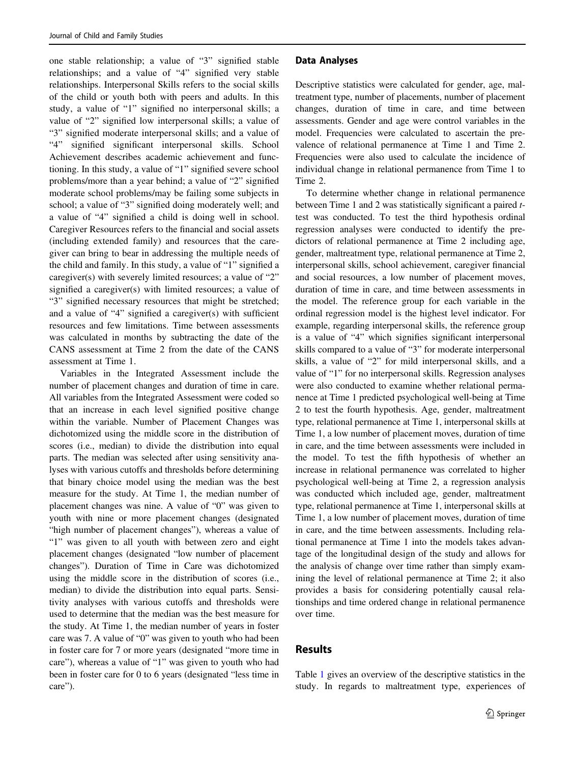one stable relationship; a value of "3" signified stable relationships; and a value of "4" signified very stable relationships. Interpersonal Skills refers to the social skills of the child or youth both with peers and adults. In this study, a value of "1" signified no interpersonal skills; a value of "2" signified low interpersonal skills; a value of "3" signified moderate interpersonal skills; and a value of "4" signified significant interpersonal skills. School Achievement describes academic achievement and functioning. In this study, a value of "1" signified severe school problems/more than a year behind; a value of "2" signified moderate school problems/may be failing some subjects in school; a value of "3" signified doing moderately well; and a value of "4" signified a child is doing well in school. Caregiver Resources refers to the financial and social assets (including extended family) and resources that the caregiver can bring to bear in addressing the multiple needs of the child and family. In this study, a value of "1" signified a caregiver(s) with severely limited resources; a value of "2" signified a caregiver(s) with limited resources; a value of "3" signified necessary resources that might be stretched; and a value of "4" signified a caregiver(s) with sufficient resources and few limitations. Time between assessments was calculated in months by subtracting the date of the CANS assessment at Time 2 from the date of the CANS assessment at Time 1.

Variables in the Integrated Assessment include the number of placement changes and duration of time in care. All variables from the Integrated Assessment were coded so that an increase in each level signified positive change within the variable. Number of Placement Changes was dichotomized using the middle score in the distribution of scores (i.e., median) to divide the distribution into equal parts. The median was selected after using sensitivity analyses with various cutoffs and thresholds before determining that binary choice model using the median was the best measure for the study. At Time 1, the median number of placement changes was nine. A value of "0" was given to youth with nine or more placement changes (designated "high number of placement changes"), whereas a value of "1" was given to all youth with between zero and eight placement changes (designated "low number of placement changes"). Duration of Time in Care was dichotomized using the middle score in the distribution of scores (i.e., median) to divide the distribution into equal parts. Sensitivity analyses with various cutoffs and thresholds were used to determine that the median was the best measure for the study. At Time 1, the median number of years in foster care was 7. A value of "0" was given to youth who had been in foster care for 7 or more years (designated "more time in care"), whereas a value of "1" was given to youth who had been in foster care for 0 to 6 years (designated "less time in care").

## Data Analyses

Descriptive statistics were calculated for gender, age, maltreatment type, number of placements, number of placement changes, duration of time in care, and time between assessments. Gender and age were control variables in the model. Frequencies were calculated to ascertain the prevalence of relational permanence at Time 1 and Time 2. Frequencies were also used to calculate the incidence of individual change in relational permanence from Time 1 to Time 2.

To determine whether change in relational permanence between Time 1 and 2 was statistically significant a paired *t*-test was conducted. To test the third hypothesis ordinal regression analyses were conducted to identify the predictors of relational permanence at Time 2 including age, gender, maltreatment type, relational permanence at Time 2, interpersonal skills, school achievement, caregiver financial and social resources, a low number of placement moves, duration of time in care, and time between assessments in the model. The reference group for each variable in the ordinal regression model is the highest level indicator. For example, regarding interpersonal skills, the reference group is a value of "4" which signifies significant interpersonal skills compared to a value of "3" for moderate interpersonal skills, a value of "2" for mild interpersonal skills, and a value of "1" for no interpersonal skills. Regression analyses were also conducted to examine whether relational permanence at Time 1 predicted psychological well-being at Time 2 to test the fourth hypothesis. Age, gender, maltreatment type, relational permanence at Time 1, interpersonal skills at Time 1, a low number of placement moves, duration of time in care, and the time between assessments were included in the model. To test the fifth hypothesis of whether an increase in relational permanence was correlated to higher psychological well-being at Time 2, a regression analysis was conducted which included age, gender, maltreatment type, relational permanence at Time 1, interpersonal skills at Time 1, a low number of placement moves, duration of time in care, and the time between assessments. Including relational permanence at Time 1 into the models takes advantage of the longitudinal design of the study and allows for the analysis of change over time rather than simply examining the level of relational permanence at Time 2; it also provides a basis for considering potentially causal relationships and time ordered change in relational permanence over time.

## Results

Table 1 gives an overview of the descriptive statistics in the study. In regards to maltreatment type, experiences of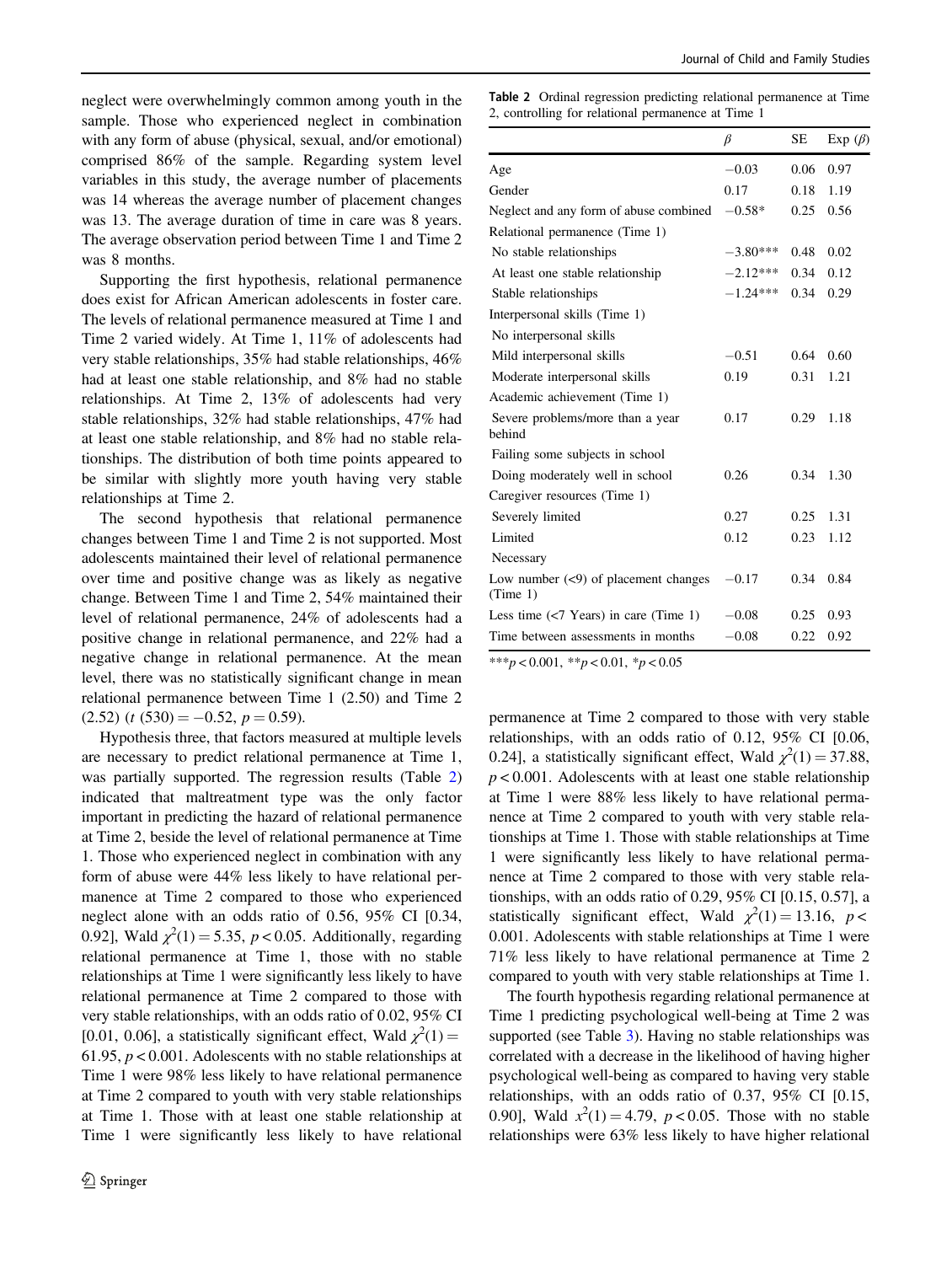neglect were overwhelmingly common among youth in the sample. Those who experienced neglect in combination with any form of abuse (physical, sexual, and/or emotional) comprised 86% of the sample. Regarding system level variables in this study, the average number of placements was 14 whereas the average number of placement changes was 13. The average duration of time in care was 8 years. The average observation period between Time 1 and Time 2 was 8 months.

Supporting the first hypothesis, relational permanence does exist for African American adolescents in foster care. The levels of relational permanence measured at Time 1 and Time 2 varied widely. At Time 1, 11% of adolescents had very stable relationships, 35% had stable relationships, 46% had at least one stable relationship, and 8% had no stable relationships. At Time 2, 13% of adolescents had very stable relationships, 32% had stable relationships, 47% had at least one stable relationship, and 8% had no stable relationships. The distribution of both time points appeared to be similar with slightly more youth having very stable relationships at Time 2.

The second hypothesis that relational permanence changes between Time 1 and Time 2 is not supported. Most adolescents maintained their level of relational permanence over time and positive change was as likely as negative change. Between Time 1 and Time 2, 54% maintained their level of relational permanence, 24% of adolescents had a positive change in relational permanence, and 22% had a negative change in relational permanence. At the mean level, there was no statistically significant change in mean relational permanence between Time 1 (2.50) and Time 2 (2.52) ($t$ (530) $= -0.52$, $p = 0.59$).

Hypothesis three, that factors measured at multiple levels are necessary to predict relational permanence at Time 1, was partially supported. The regression results (Table 2) indicated that maltreatment type was the only factor important in predicting the hazard of relational permanence at Time 2, beside the level of relational permanence at Time 1. Those who experienced neglect in combination with any form of abuse were 44% less likely to have relational permanence at Time 2 compared to those who experienced neglect alone with an odds ratio of 0.56, 95% CI [0.34, 0.92], Wald $\chi^2(1) = 5.35$, $p < 0.05$. Additionally, regarding relational permanence at Time 1, those with no stable relationships at Time 1 were significantly less likely to have relational permanence at Time 2 compared to those with very stable relationships, with an odds ratio of 0.02, 95% CI [0.01, 0.06], a statistically significant effect, Wald $\chi^2(1) = 61.95$, $p < 0.001$. Adolescents with no stable relationships at Time 1 were 98% less likely to have relational permanence at Time 2 compared to youth with very stable relationships at Time 1. Those with at least one stable relationship at Time 1 were significantly less likely to have relational permanence at Time 2 compared to those with very stable relationships, with an odds ratio of 0.12, 95% CI [0.06, 0.24], a statistically significant effect, Wald $\chi^2(1) = 37.88$, $p < 0.001$. Adolescents with at least one stable relationship at Time 1 were 88% less likely to have relational permanence at Time 2 compared to youth with very stable relationships at Time 1. Those with stable relationships at Time 1 were significantly less likely to have relational permanence at Time 2 compared to those with very stable relationships, with an odds ratio of 0.29, 95% CI [0.15, 0.57], a statistically significant effect, Wald $\chi^2(1) = 13.16$, $p < 0.001$. Adolescents with stable relationships at Time 1 were 71% less likely to have relational permanence at Time 2 compared to youth with very stable relationships at Time 1.

**Table 2** Ordinal regression predicting relational permanence at Time 2, controlling for relational permanence at Time 1

| | $\beta$ | SE | Exp ($\beta$) |
|---|---|---|---|
| Age | −0.03 | 0.06 | 0.97 |
| Gender | 0.17 | 0.18 | 1.19 |
| Neglect and any form of abuse combined | −0.58* | 0.25 | 0.56 |
| Relational permanence (Time 1) | | | |
| No stable relationships | −3.80*** | 0.48 | 0.02 |
| At least one stable relationship | −2.12*** | 0.34 | 0.12 |
| Stable relationships | −1.24*** | 0.34 | 0.29 |
| Interpersonal skills (Time 1) | | | |
| No interpersonal skills | | | |
| Mild interpersonal skills | −0.51 | 0.64 | 0.60 |
| Moderate interpersonal skills | 0.19 | 0.31 | 1.21 |
| Academic achievement (Time 1) | | | |
| Severe problems/more than a year behind | 0.17 | 0.29 | 1.18 |
| Failing some subjects in school | | | |
| Doing moderately well in school | 0.26 | 0.34 | 1.30 |
| Caregiver resources (Time 1) | | | |
| Severely limited | 0.27 | 0.25 | 1.31 |
| Limited | 0.12 | 0.23 | 1.12 |
| Necessary | | | |
| Low number (<9) of placement changes (Time 1) | −0.17 | 0.34 | 0.84 |
| Less time (<7 Years) in care (Time 1) | −0.08 | 0.25 | 0.93 |
| Time between assessments in months | −0.08 | 0.22 | 0.92 |

***$p < 0.001$, **$p < 0.01$, *$p < 0.05$

The fourth hypothesis regarding relational permanence at Time 1 predicting psychological well-being at Time 2 was supported (see Table 3). Having no stable relationships was correlated with a decrease in the likelihood of having higher psychological well-being as compared to having very stable relationships, with an odds ratio of 0.37, 95% CI [0.15, 0.90], Wald $x^2(1) = 4.79$, $p < 0.05$. Those with no stable relationships were 63% less likely to have higher relational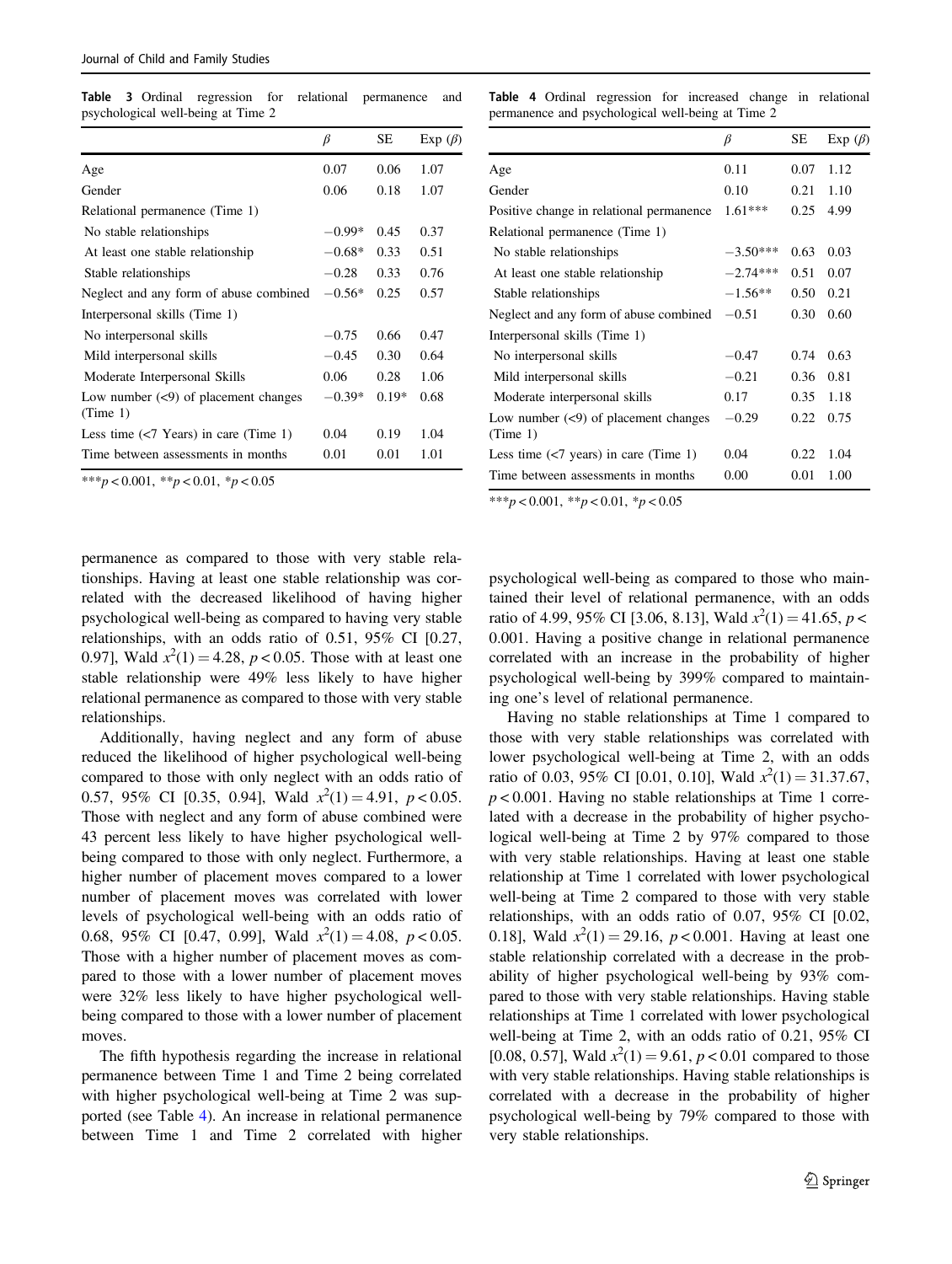**Table 3** Ordinal regression for relational permanence and psychological well-being at Time 2

| | $\beta$ | SE | Exp ($\beta$) |
|---|---|---|---|
| Age | 0.07 | 0.06 | 1.07 |
| Gender | 0.06 | 0.18 | 1.07 |
| Relational permanence (Time 1) | | | |
| No stable relationships | −0.99* | 0.45 | 0.37 |
| At least one stable relationship | −0.68* | 0.33 | 0.51 |
| Stable relationships | −0.28 | 0.33 | 0.76 |
| Neglect and any form of abuse combined | −0.56* | 0.25 | 0.57 |
| Interpersonal skills (Time 1) | | | |
| No interpersonal skills | −0.75 | 0.66 | 0.47 |
| Mild interpersonal skills | −0.45 | 0.30 | 0.64 |
| Moderate Interpersonal Skills | 0.06 | 0.28 | 1.06 |
| Low number (<9) of placement changes (Time 1) | −0.39* | 0.19* | 0.68 |
| Less time (<7 Years) in care (Time 1) | 0.04 | 0.19 | 1.04 |
| Time between assessments in months | 0.01 | 0.01 | 1.01 |

***$p < 0.001$, **$p < 0.01$, *$p < 0.05$

**Table 4** Ordinal regression for increased change in relational permanence and psychological well-being at Time 2

| | $\beta$ | SE | Exp ($\beta$) |
|---|---|---|---|
| Age | 0.11 | 0.07 | 1.12 |
| Gender | 0.10 | 0.21 | 1.10 |
| Positive change in relational permanence | 1.61*** | 0.25 | 4.99 |
| Relational permanence (Time 1) | | | |
| No stable relationships | −3.50*** | 0.63 | 0.03 |
| At least one stable relationship | −2.74*** | 0.51 | 0.07 |
| Stable relationships | −1.56** | 0.50 | 0.21 |
| Neglect and any form of abuse combined | −0.51 | 0.30 | 0.60 |
| Interpersonal skills (Time 1) | | | |
| No interpersonal skills | −0.47 | 0.74 | 0.63 |
| Mild interpersonal skills | −0.21 | 0.36 | 0.81 |
| Moderate interpersonal skills | 0.17 | 0.35 | 1.18 |
| Low number (<9) of placement changes (Time 1) | −0.29 | 0.22 | 0.75 |
| Less time (<7 years) in care (Time 1) | 0.04 | 0.22 | 1.04 |
| Time between assessments in months | 0.00 | 0.01 | 1.00 |

***$p < 0.001$, **$p < 0.01$, *$p < 0.05$

permanence as compared to those with very stable relationships. Having at least one stable relationship was correlated with the decreased likelihood of having higher psychological well-being as compared to having very stable relationships, with an odds ratio of 0.51, 95% CI [0.27, 0.97], Wald $x^2(1) = 4.28$, $p < 0.05$. Those with at least one stable relationship were 49% less likely to have higher relational permanence as compared to those with very stable relationships.

Additionally, having neglect and any form of abuse reduced the likelihood of higher psychological well-being compared to those with only neglect with an odds ratio of 0.57, 95% CI [0.35, 0.94], Wald $x^2(1) = 4.91$, $p < 0.05$. Those with neglect and any form of abuse combined were 43 percent less likely to have higher psychological well-being compared to those with only neglect. Furthermore, a higher number of placement moves compared to a lower number of placement moves was correlated with lower levels of psychological well-being with an odds ratio of 0.68, 95% CI [0.47, 0.99], Wald $x^2(1) = 4.08$, $p < 0.05$. Those with a higher number of placement moves as compared to those with a lower number of placement moves were 32% less likely to have higher psychological well-being compared to those with a lower number of placement moves.

The fifth hypothesis regarding the increase in relational permanence between Time 1 and Time 2 being correlated with higher psychological well-being at Time 2 was supported (see Table 4). An increase in relational permanence between Time 1 and Time 2 correlated with higher psychological well-being as compared to those who maintained their level of relational permanence, with an odds ratio of 4.99, 95% CI [3.06, 8.13], Wald $x^2(1) = 41.65$, $p < 0.001$. Having a positive change in relational permanence correlated with an increase in the probability of higher psychological well-being by 399% compared to maintaining one's level of relational permanence.

Having no stable relationships at Time 1 compared to those with very stable relationships was correlated with lower psychological well-being at Time 2, with an odds ratio of 0.03, 95% CI [0.01, 0.10], Wald $x^2(1) = 31.37.67$, $p < 0.001$. Having no stable relationships at Time 1 correlated with a decrease in the probability of higher psychological well-being at Time 2 by 97% compared to those with very stable relationships. Having at least one stable relationship at Time 1 correlated with lower psychological well-being at Time 2 compared to those with very stable relationships, with an odds ratio of 0.07, 95% CI [0.02, 0.18], Wald $x^2(1) = 29.16$, $p < 0.001$. Having at least one stable relationship correlated with a decrease in the probability of higher psychological well-being by 93% compared to those with very stable relationships. Having stable relationships at Time 1 correlated with lower psychological well-being at Time 2, with an odds ratio of 0.21, 95% CI [0.08, 0.57], Wald $x^2(1) = 9.61$, $p < 0.01$ compared to those with very stable relationships. Having stable relationships is correlated with a decrease in the probability of higher psychological well-being by 79% compared to those with very stable relationships.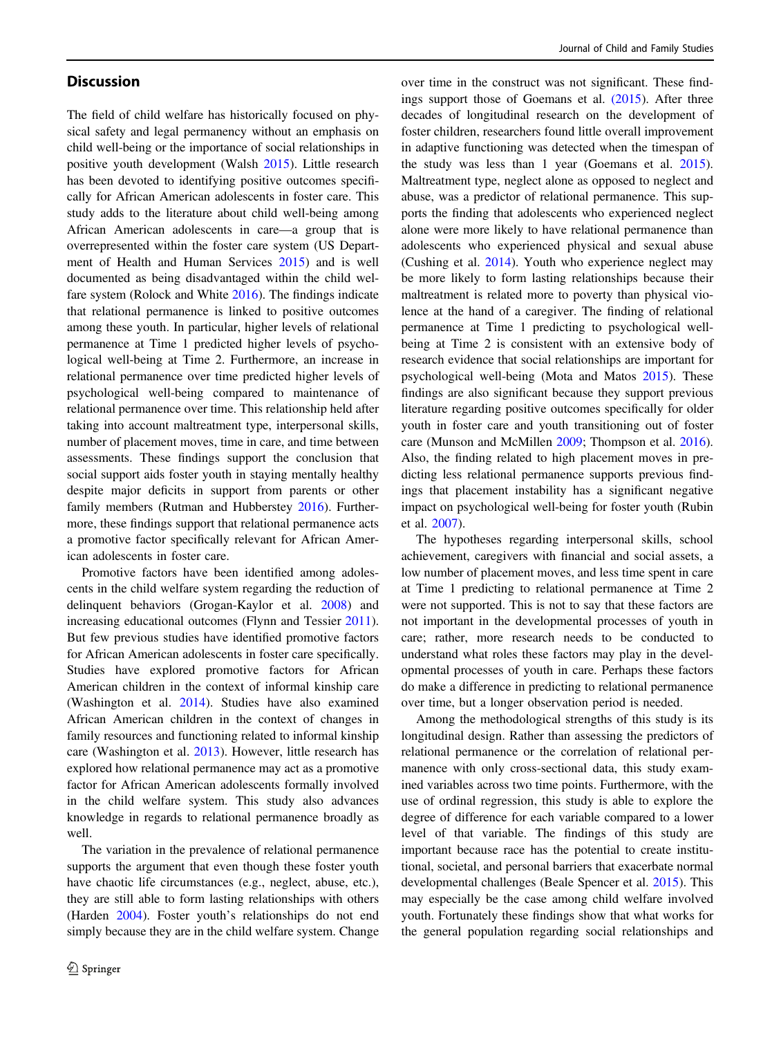## Discussion

The field of child welfare has historically focused on physical safety and legal permanency without an emphasis on child well-being or the importance of social relationships in positive youth development (Walsh 2015). Little research has been devoted to identifying positive outcomes specifically for African American adolescents in foster care. This study adds to the literature about child well-being among African American adolescents in care—a group that is overrepresented within the foster care system (US Department of Health and Human Services 2015) and is well documented as being disadvantaged within the child welfare system (Rolock and White 2016). The findings indicate that relational permanence is linked to positive outcomes among these youth. In particular, higher levels of relational permanence at Time 1 predicted higher levels of psychological well-being at Time 2. Furthermore, an increase in relational permanence over time predicted higher levels of psychological well-being compared to maintenance of relational permanence over time. This relationship held after taking into account maltreatment type, interpersonal skills, number of placement moves, time in care, and time between assessments. These findings support the conclusion that social support aids foster youth in staying mentally healthy despite major deficits in support from parents or other family members (Rutman and Hubberstey 2016). Furthermore, these findings support that relational permanence acts a promotive factor specifically relevant for African American adolescents in foster care.

Promotive factors have been identified among adolescents in the child welfare system regarding the reduction of delinquent behaviors (Grogan-Kaylor et al. 2008) and increasing educational outcomes (Flynn and Tessier 2011). But few previous studies have identified promotive factors for African American adolescents in foster care specifically. Studies have explored promotive factors for African American children in the context of informal kinship care (Washington et al. 2014). Studies have also examined African American children in the context of changes in family resources and functioning related to informal kinship care (Washington et al. 2013). However, little research has explored how relational permanence may act as a promotive factor for African American adolescents formally involved in the child welfare system. This study also advances knowledge in regards to relational permanence broadly as well.

The variation in the prevalence of relational permanence supports the argument that even though these foster youth have chaotic life circumstances (e.g., neglect, abuse, etc.), they are still able to form lasting relationships with others (Harden 2004). Foster youth's relationships do not end simply because they are in the child welfare system. Change over time in the construct was not significant. These findings support those of Goemans et al. (2015). After three decades of longitudinal research on the development of foster children, researchers found little overall improvement in adaptive functioning was detected when the timespan of the study was less than 1 year (Goemans et al. 2015). Maltreatment type, neglect alone as opposed to neglect and abuse, was a predictor of relational permanence. This supports the finding that adolescents who experienced neglect alone were more likely to have relational permanence than adolescents who experienced physical and sexual abuse (Cushing et al. 2014). Youth who experience neglect may be more likely to form lasting relationships because their maltreatment is related more to poverty than physical violence at the hand of a caregiver. The finding of relational permanence at Time 1 predicting to psychological well-being at Time 2 is consistent with an extensive body of research evidence that social relationships are important for psychological well-being (Mota and Matos 2015). These findings are also significant because they support previous literature regarding positive outcomes specifically for older youth in foster care and youth transitioning out of foster care (Munson and McMillen 2009; Thompson et al. 2016). Also, the finding related to high placement moves in predicting less relational permanence supports previous findings that placement instability has a significant negative impact on psychological well-being for foster youth (Rubin et al. 2007).

The hypotheses regarding interpersonal skills, school achievement, caregivers with financial and social assets, a low number of placement moves, and less time spent in care at Time 1 predicting to relational permanence at Time 2 were not supported. This is not to say that these factors are not important in the developmental processes of youth in care; rather, more research needs to be conducted to understand what roles these factors may play in the developmental processes of youth in care. Perhaps these factors do make a difference in predicting to relational permanence over time, but a longer observation period is needed.

Among the methodological strengths of this study is its longitudinal design. Rather than assessing the predictors of relational permanence or the correlation of relational permanence with only cross-sectional data, this study examined variables across two time points. Furthermore, with the use of ordinal regression, this study is able to explore the degree of difference for each variable compared to a lower level of that variable. The findings of this study are important because race has the potential to create institutional, societal, and personal barriers that exacerbate normal developmental challenges (Beale Spencer et al. 2015). This may especially be the case among child welfare involved youth. Fortunately these findings show that what works for the general population regarding social relationships and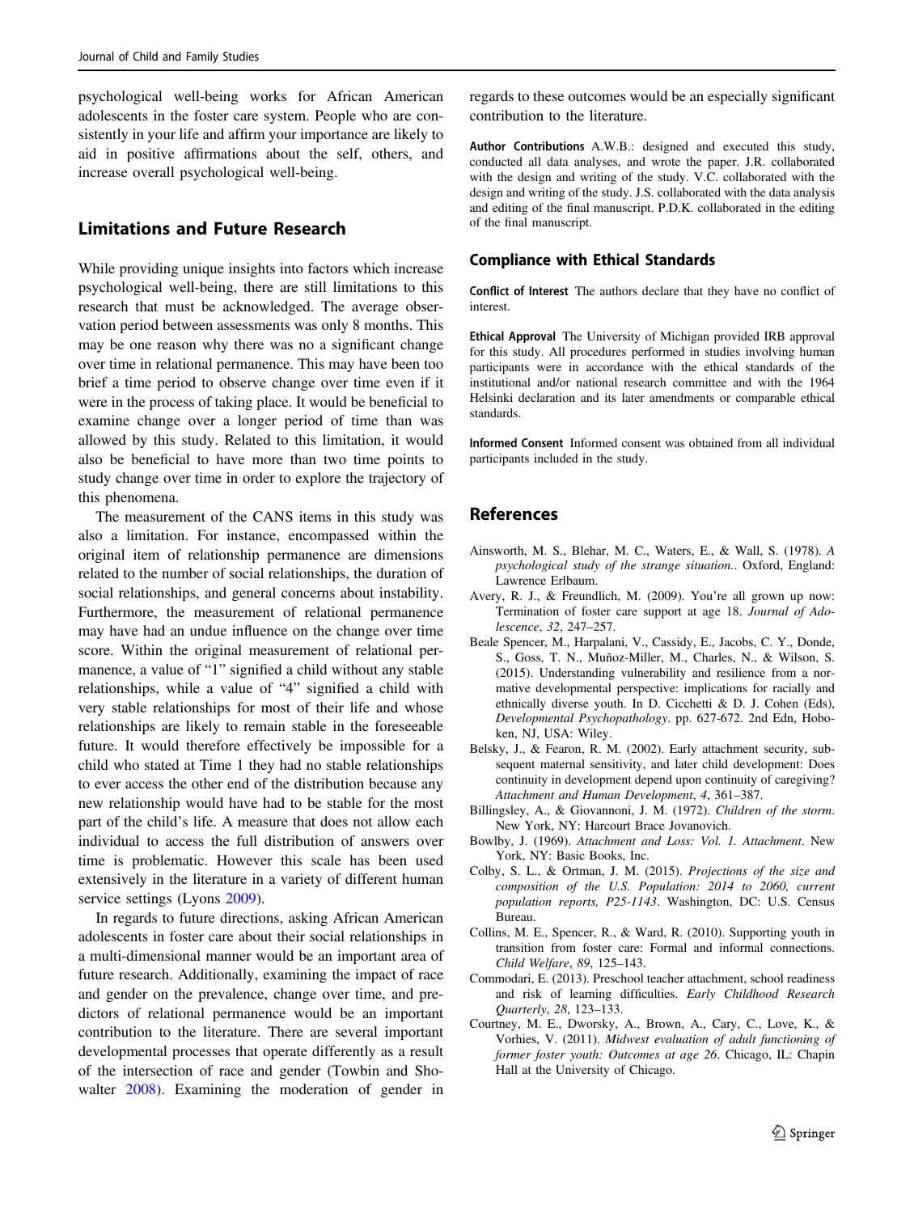psychological well-being works for African American adolescents in the foster care system. People who are consistently in your life and affirm your importance are likely to aid in positive affirmations about the self, others, and increase overall psychological well-being.

## Limitations and Future Research

While providing unique insights into factors which increase psychological well-being, there are still limitations to this research that must be acknowledged. The average observation period between assessments was only 8 months. This may be one reason why there was no a significant change over time in relational permanence. This may have been too brief a time period to observe change over time even if it were in the process of taking place. It would be beneficial to examine change over a longer period of time than was allowed by this study. Related to this limitation, it would also be beneficial to have more than two time points to study change over time in order to explore the trajectory of this phenomena.

The measurement of the CANS items in this study was also a limitation. For instance, encompassed within the original item of relationship permanence are dimensions related to the number of social relationships, the duration of social relationships, and general concerns about instability. Furthermore, the measurement of relational permanence may have had an undue influence on the change over time score. Within the original measurement of relational permanence, a value of "1" signified a child without any stable relationships, while a value of "4" signified a child with very stable relationships for most of their life and whose relationships are likely to remain stable in the foreseeable future. It would therefore effectively be impossible for a child who stated at Time 1 they had no stable relationships to ever access the other end of the distribution because any new relationship would have had to be stable for the most part of the child's life. A measure that does not allow each individual to access the full distribution of answers over time is problematic. However this scale has been used extensively in the literature in a variety of different human service settings (Lyons 2009).

In regards to future directions, asking African American adolescents in foster care about their social relationships in a multi-dimensional manner would be an important area of future research. Additionally, examining the impact of race and gender on the prevalence, change over time, and predictors of relational permanence would be an important contribution to the literature. There are several important developmental processes that operate differently as a result of the intersection of race and gender (Towbin and Showalter 2008). Examining the moderation of gender in regards to these outcomes would be an especially significant contribution to the literature.

**Author Contributions** A.W.B.: designed and executed this study, conducted all data analyses, and wrote the paper. J.R. collaborated with the design and writing of the study. V.C. collaborated with the design and writing of the study. J.S. collaborated with the data analysis and editing of the final manuscript. P.D.K. collaborated in the editing of the final manuscript.

## Compliance with Ethical Standards

**Conflict of Interest** The authors declare that they have no conflict of interest.

**Ethical Approval** The University of Michigan provided IRB approval for this study. All procedures performed in studies involving human participants were in accordance with the ethical standards of the institutional and/or national research committee and with the 1964 Helsinki declaration and its later amendments or comparable ethical standards.

**Informed Consent** Informed consent was obtained from all individual participants included in the study.

## References

Ainsworth, M. S., Blehar, M. C., Waters, E., & Wall, S. (1978). *A psychological study of the strange situation.*. Oxford, England: Lawrence Erlbaum.

Avery, R. J., & Freundlich, M. (2009). You're all grown up now: Termination of foster care support at age 18. *Journal of Adolescence*, *32*, 247–257.

Beale Spencer, M., Harpalani, V., Cassidy, E., Jacobs, C. Y., Donde, S., Goss, T. N., Muñoz-Miller, M., Charles, N., & Wilson, S. (2015). Understanding vulnerability and resilience from a normative developmental perspective: implications for racially and ethnically diverse youth. In D. Cicchetti & D. J. Cohen (Eds), *Developmental Psychopathology*. pp. 627-672. 2nd Edn, Hoboken, NJ, USA: Wiley.

Belsky, J., & Fearon, R. M. (2002). Early attachment security, subsequent maternal sensitivity, and later child development: Does continuity in development depend upon continuity of caregiving? *Attachment and Human Development*, *4*, 361–387.

Billingsley, A., & Giovannoni, J. M. (1972). *Children of the storm*. New York, NY: Harcourt Brace Jovanovich.

Bowlby, J. (1969). *Attachment and Loss: Vol. 1. Attachment*. New York, NY: Basic Books, Inc.

Colby, S. L., & Ortman, J. M. (2015). *Projections of the size and composition of the U.S. Population: 2014 to 2060, current population reports, P25-1143*. Washington, DC: U.S. Census Bureau.

Collins, M. E., Spencer, R., & Ward, R. (2010). Supporting youth in transition from foster care: Formal and informal connections. *Child Welfare*, *89*, 125–143.

Commodari, E. (2013). Preschool teacher attachment, school readiness and risk of learning difficulties. *Early Childhood Research Quarterly*, *28*, 123–133.

Courtney, M. E., Dworsky, A., Brown, A., Cary, C., Love, K., & Vorhies, V. (2011). *Midwest evaluation of adult functioning of former foster youth: Outcomes at age 26*. Chicago, IL: Chapin Hall at the University of Chicago.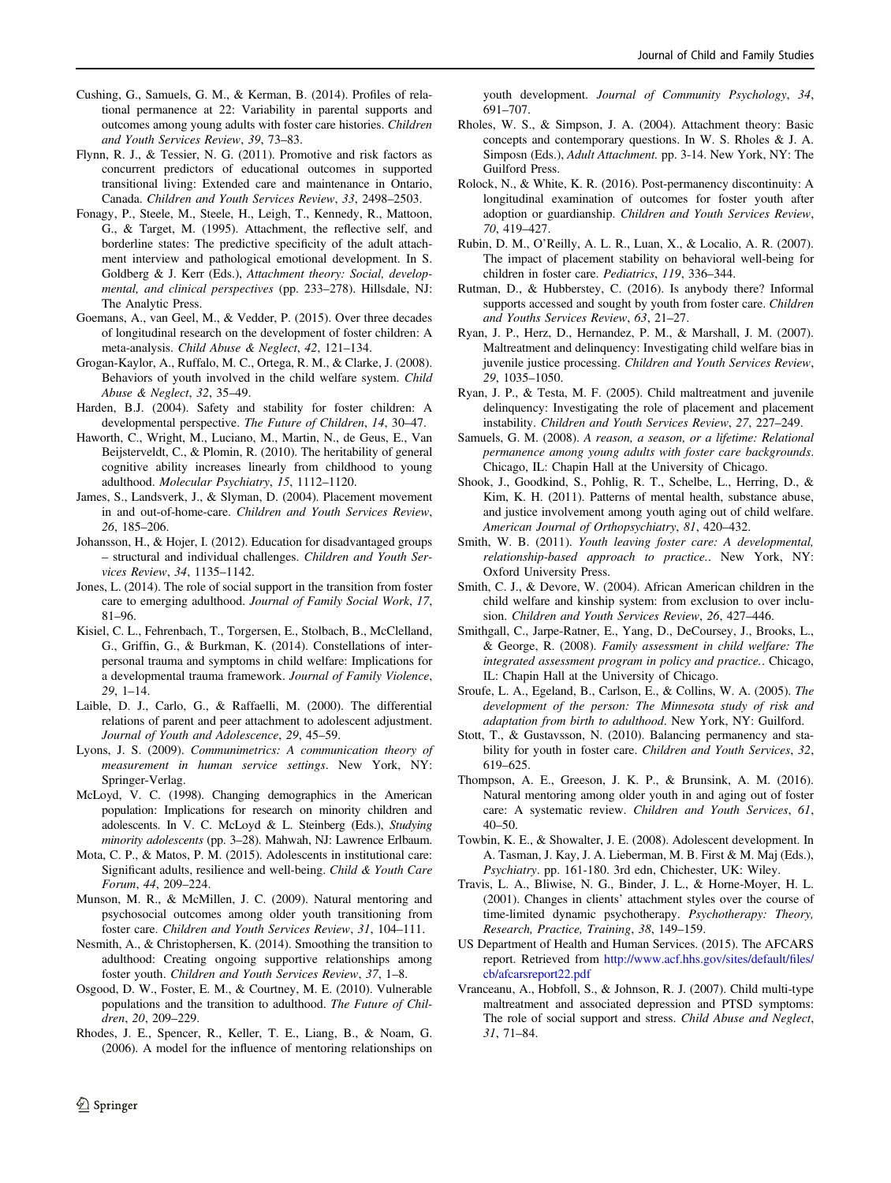Cushing, G., Samuels, G. M., & Kerman, B. (2014). Profiles of relational permanence at 22: Variability in parental supports and outcomes among young adults with foster care histories. *Children and Youth Services Review*, *39*, 73–83.

Flynn, R. J., & Tessier, N. G. (2011). Promotive and risk factors as concurrent predictors of educational outcomes in supported transitional living: Extended care and maintenance in Ontario, Canada. *Children and Youth Services Review*, *33*, 2498–2503.

Fonagy, P., Steele, M., Steele, H., Leigh, T., Kennedy, R., Mattoon, G., & Target, M. (1995). Attachment, the reflective self, and borderline states: The predictive specificity of the adult attachment interview and pathological emotional development. In S. Goldberg & J. Kerr (Eds.), *Attachment theory: Social, developmental, and clinical perspectives* (pp. 233–278). Hillsdale, NJ: The Analytic Press.

Goemans, A., van Geel, M., & Vedder, P. (2015). Over three decades of longitudinal research on the development of foster children: A meta-analysis. *Child Abuse & Neglect*, *42*, 121–134.

Grogan-Kaylor, A., Ruffalo, M. C., Ortega, R. M., & Clarke, J. (2008). Behaviors of youth involved in the child welfare system. *Child Abuse & Neglect*, *32*, 35–49.

Harden, B.J. (2004). Safety and stability for foster children: A developmental perspective. *The Future of Children*, *14*, 30–47.

Haworth, C., Wright, M., Luciano, M., Martin, N., de Geus, E., Van Beijsterveldt, C., & Plomin, R. (2010). The heritability of general cognitive ability increases linearly from childhood to young adulthood. *Molecular Psychiatry*, *15*, 1112–1120.

James, S., Landsverk, J., & Slyman, D. (2004). Placement movement in and out-of-home-care. *Children and Youth Services Review*, *26*, 185–206.

Johansson, H., & Hojer, I. (2012). Education for disadvantaged groups – structural and individual challenges. *Children and Youth Services Review*, *34*, 1135–1142.

Jones, L. (2014). The role of social support in the transition from foster care to emerging adulthood. *Journal of Family Social Work*, *17*, 81–96.

Kisiel, C. L., Fehrenbach, T., Torgersen, E., Stolbach, B., McClelland, G., Griffin, G., & Burkman, K. (2014). Constellations of interpersonal trauma and symptoms in child welfare: Implications for a developmental trauma framework. *Journal of Family Violence*, *29*, 1–14.

Laible, D. J., Carlo, G., & Raffaelli, M. (2000). The differential relations of parent and peer attachment to adolescent adjustment. *Journal of Youth and Adolescence*, *29*, 45–59.

Lyons, J. S. (2009). *Communimetrics: A communication theory of measurement in human service settings*. New York, NY: Springer-Verlag.

McLoyd, V. C. (1998). Changing demographics in the American population: Implications for research on minority children and adolescents. In V. C. McLoyd & L. Steinberg (Eds.), *Studying minority adolescents* (pp. 3–28). Mahwah, NJ: Lawrence Erlbaum.

Mota, C. P., & Matos, P. M. (2015). Adolescents in institutional care: Significant adults, resilience and well-being. *Child & Youth Care Forum*, *44*, 209–224.

Munson, M. R., & McMillen, J. C. (2009). Natural mentoring and psychosocial outcomes among older youth transitioning from foster care. *Children and Youth Services Review*, *31*, 104–111.

Nesmith, A., & Christophersen, K. (2014). Smoothing the transition to adulthood: Creating ongoing supportive relationships among foster youth. *Children and Youth Services Review*, *37*, 1–8.

Osgood, D. W., Foster, E. M., & Courtney, M. E. (2010). Vulnerable populations and the transition to adulthood. *The Future of Children*, *20*, 209–229.

Rhodes, J. E., Spencer, R., Keller, T. E., Liang, B., & Noam, G. (2006). A model for the influence of mentoring relationships on youth development. *Journal of Community Psychology*, *34*, 691–707.

Rholes, W. S., & Simpson, J. A. (2004). Attachment theory: Basic concepts and contemporary questions. In W. S. Rholes & J. A. Simposn (Eds.), *Adult Attachment.* pp. 3-14. New York, NY: The Guilford Press.

Rolock, N., & White, K. R. (2016). Post-permanency discontinuity: A longitudinal examination of outcomes for foster youth after adoption or guardianship. *Children and Youth Services Review*, *70*, 419–427.

Rubin, D. M., O'Reilly, A. L. R., Luan, X., & Localio, A. R. (2007). The impact of placement stability on behavioral well-being for children in foster care. *Pediatrics*, *119*, 336–344.

Rutman, D., & Hubberstey, C. (2016). Is anybody there? Informal supports accessed and sought by youth from foster care. *Children and Youths Services Review*, *63*, 21–27.

Ryan, J. P., Herz, D., Hernandez, P. M., & Marshall, J. M. (2007). Maltreatment and delinquency: Investigating child welfare bias in juvenile justice processing. *Children and Youth Services Review*, *29*, 1035–1050.

Ryan, J. P., & Testa, M. F. (2005). Child maltreatment and juvenile delinquency: Investigating the role of placement and placement instability. *Children and Youth Services Review*, *27*, 227–249.

Samuels, G. M. (2008). *A reason, a season, or a lifetime: Relational permanence among young adults with foster care backgrounds*. Chicago, IL: Chapin Hall at the University of Chicago.

Shook, J., Goodkind, S., Pohlig, R. T., Schelbe, L., Herring, D., & Kim, K. H. (2011). Patterns of mental health, substance abuse, and justice involvement among youth aging out of child welfare. *American Journal of Orthopsychiatry*, *81*, 420–432.

Smith, W. B. (2011). *Youth leaving foster care: A developmental, relationship-based approach to practice.*. New York, NY: Oxford University Press.

Smith, C. J., & Devore, W. (2004). African American children in the child welfare and kinship system: from exclusion to over inclusion. *Children and Youth Services Review*, *26*, 427–446.

Smithgall, C., Jarpe-Ratner, E., Yang, D., DeCoursey, J., Brooks, L., & George, R. (2008). *Family assessment in child welfare: The integrated assessment program in policy and practice.*. Chicago, IL: Chapin Hall at the University of Chicago.

Sroufe, L. A., Egeland, B., Carlson, E., & Collins, W. A. (2005). *The development of the person: The Minnesota study of risk and adaptation from birth to adulthood*. New York, NY: Guilford.

Stott, T., & Gustavsson, N. (2010). Balancing permanency and stability for youth in foster care. *Children and Youth Services*, *32*, 619–625.

Thompson, A. E., Greeson, J. K. P., & Brunsink, A. M. (2016). Natural mentoring among older youth in and aging out of foster care: A systematic review. *Children and Youth Services*, *61*, 40–50.

Towbin, K. E., & Showalter, J. E. (2008). Adolescent development. In A. Tasman, J. Kay, J. A. Lieberman, M. B. First & M. Maj (Eds.), *Psychiatry*. pp. 161-180. 3rd edn, Chichester, UK: Wiley.

Travis, L. A., Bliwise, N. G., Binder, J. L., & Horne-Moyer, H. L. (2001). Changes in clients' attachment styles over the course of time-limited dynamic psychotherapy. *Psychotherapy: Theory, Research, Practice, Training*, *38*, 149–159.

US Department of Health and Human Services. (2015). The AFCARS report. Retrieved from http://www.acf.hhs.gov/sites/default/files/cb/afcarsreport22.pdf

Vranceanu, A., Hobfoll, S., & Johnson, R. J. (2007). Child multi-type maltreatment and associated depression and PTSD symptoms: The role of social support and stress. *Child Abuse and Neglect*, *31*, 71–84.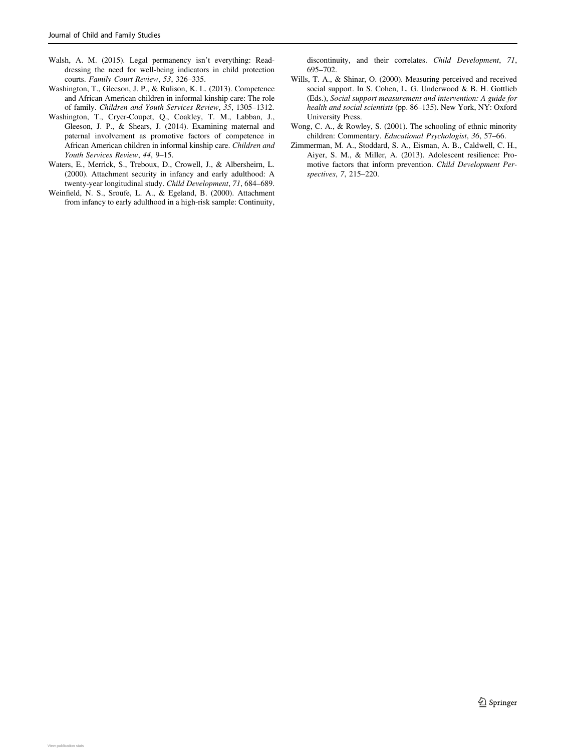Walsh, A. M. (2015). Legal permanency isn't everything: Readdressing the need for well-being indicators in child protection courts. *Family Court Review*, *53*, 326–335.

Washington, T., Gleeson, J. P., & Rulison, K. L. (2013). Competence and African American children in informal kinship care: The role of family. *Children and Youth Services Review*, *35*, 1305–1312.

Washington, T., Cryer-Coupet, Q., Coakley, T. M., Labban, J., Gleeson, J. P., & Shears, J. (2014). Examining maternal and paternal involvement as promotive factors of competence in African American children in informal kinship care. *Children and Youth Services Review*, *44*, 9–15.

Waters, E., Merrick, S., Treboux, D., Crowell, J., & Albersheirn, L. (2000). Attachment security in infancy and early adulthood: A twenty-year longitudinal study. *Child Development*, *71*, 684–689.

Weinfield, N. S., Sroufe, L. A., & Egeland, B. (2000). Attachment from infancy to early adulthood in a high-risk sample: Continuity, discontinuity, and their correlates. *Child Development*, *71*, 695–702.

Wills, T. A., & Shinar, O. (2000). Measuring perceived and received social support. In S. Cohen, L. G. Underwood & B. H. Gottlieb (Eds.), *Social support measurement and intervention: A guide for health and social scientists* (pp. 86–135). New York, NY: Oxford University Press.

Wong, C. A., & Rowley, S. (2001). The schooling of ethnic minority children: Commentary. *Educational Psychologist*, *36*, 57–66.

Zimmerman, M. A., Stoddard, S. A., Eisman, A. B., Caldwell, C. H., Aiyer, S. M., & Miller, A. (2013). Adolescent resilience: Promotive factors that inform prevention. *Child Development Perspectives*, *7*, 215–220.